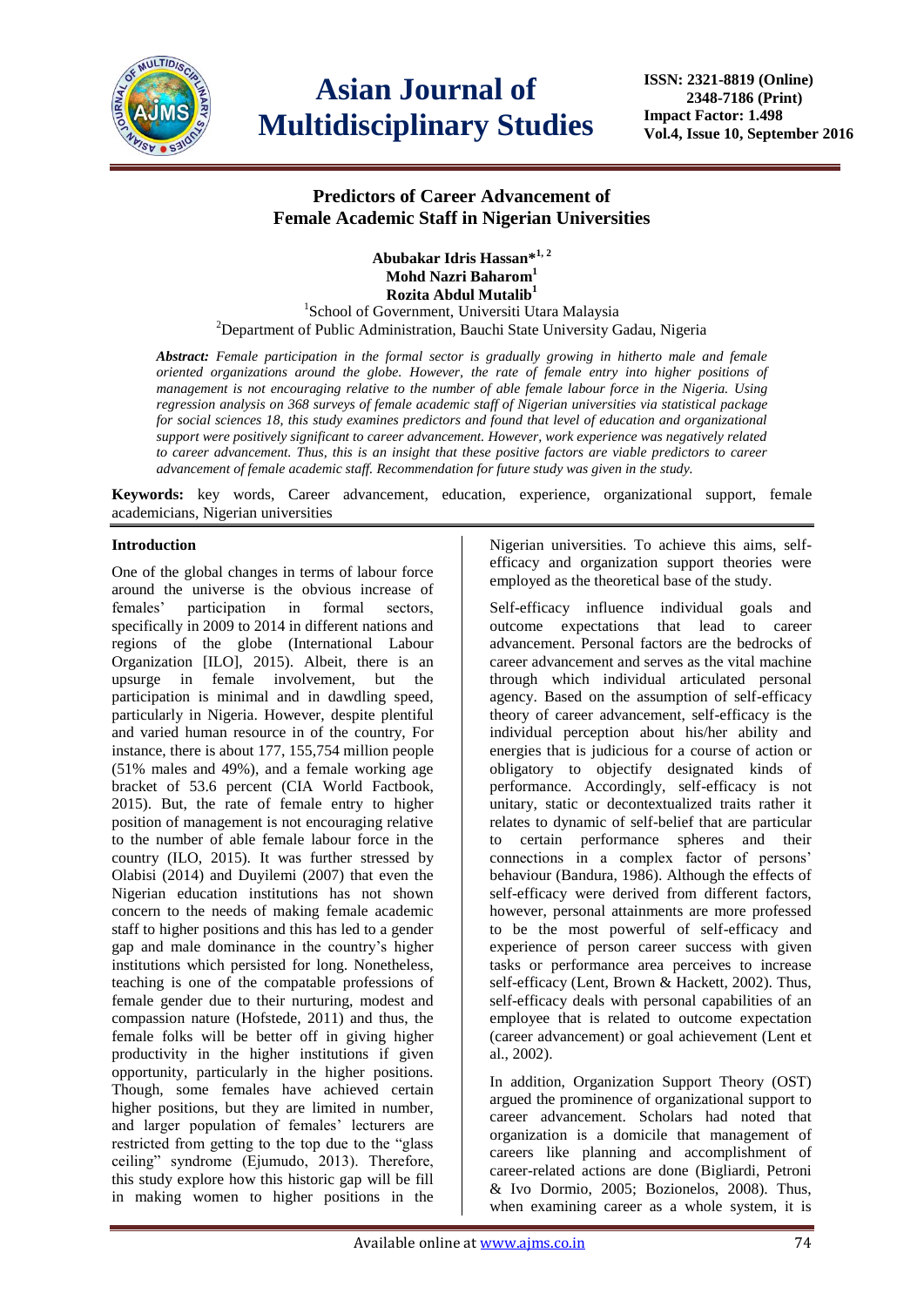# Predictors of Career Advancement of Female Academic Staff in Nigerian Universities

**Abubakar Idris Hassan*[1, 2]**
**Mohd Nazri Baharom[1]**
**Rozita Abdul Mutalib[1]**

[1]School of Government, Universiti Utara Malaysia
[2]Department of Public Administration, Bauchi State University Gadau, Nigeria

***Abstract:*** *Female participation in the formal sector is gradually growing in hitherto male and female oriented organizations around the globe. However, the rate of female entry into higher positions of management is not encouraging relative to the number of able female labour force in the Nigeria. Using regression analysis on 368 surveys of female academic staff of Nigerian universities via statistical package for social sciences 18, this study examines predictors and found that level of education and organizational support were positively significant to career advancement. However, work experience was negatively related to career advancement. Thus, this is an insight that these positive factors are viable predictors to career advancement of female academic staff. Recommendation for future study was given in the study.*

**Keywords:** key words, Career advancement, education, experience, organizational support, female academicians, Nigerian universities

## Introduction

One of the global changes in terms of labour force around the universe is the obvious increase of females' participation in formal sectors, specifically in 2009 to 2014 in different nations and regions of the globe (International Labour Organization [ILO], 2015). Albeit, there is an upsurge in female involvement, but the participation is minimal and in dawdling speed, particularly in Nigeria. However, despite plentiful and varied human resource in of the country, For instance, there is about 177, 155,754 million people (51% males and 49%), and a female working age bracket of 53.6 percent (CIA World Factbook, 2015). But, the rate of female entry to higher position of management is not encouraging relative to the number of able female labour force in the country (ILO, 2015). It was further stressed by Olabisi (2014) and Duyilemi (2007) that even the Nigerian education institutions has not shown concern to the needs of making female academic staff to higher positions and this has led to a gender gap and male dominance in the country's higher institutions which persisted for long. Nonetheless, teaching is one of the compatible professions of female gender due to their nurturing, modest and compassion nature (Hofstede, 2011) and thus, the female folks will be better off in giving higher productivity in the higher institutions if given opportunity, particularly in the higher positions. Though, some females have achieved certain higher positions, but they are limited in number, and larger population of females' lecturers are restricted from getting to the top due to the "glass ceiling" syndrome (Ejumudo, 2013). Therefore, this study explore how this historic gap will be fill in making women to higher positions in the Nigerian universities. To achieve this aims, self-efficacy and organization support theories were employed as the theoretical base of the study.

Self-efficacy influence individual goals and outcome expectations that lead to career advancement. Personal factors are the bedrocks of career advancement and serves as the vital machine through which individual articulated personal agency. Based on the assumption of self-efficacy theory of career advancement, self-efficacy is the individual perception about his/her ability and energies that is judicious for a course of action or obligatory to objectify designated kinds of performance. Accordingly, self-efficacy is not unitary, static or decontextualized traits rather it relates to dynamic of self-belief that are particular to certain performance spheres and their connections in a complex factor of persons' behaviour (Bandura, 1986). Although the effects of self-efficacy were derived from different factors, however, personal attainments are more professed to be the most powerful of self-efficacy and experience of person career success with given tasks or performance area perceives to increase self-efficacy (Lent, Brown & Hackett, 2002). Thus, self-efficacy deals with personal capabilities of an employee that is related to outcome expectation (career advancement) or goal achievement (Lent et al., 2002).

In addition, Organization Support Theory (OST) argued the prominence of organizational support to career advancement. Scholars had noted that organization is a domicile that management of careers like planning and accomplishment of career-related actions are done (Bigliardi, Petroni & Ivo Dormio, 2005; Bozionelos, 2008). Thus, when examining career as a whole system, it is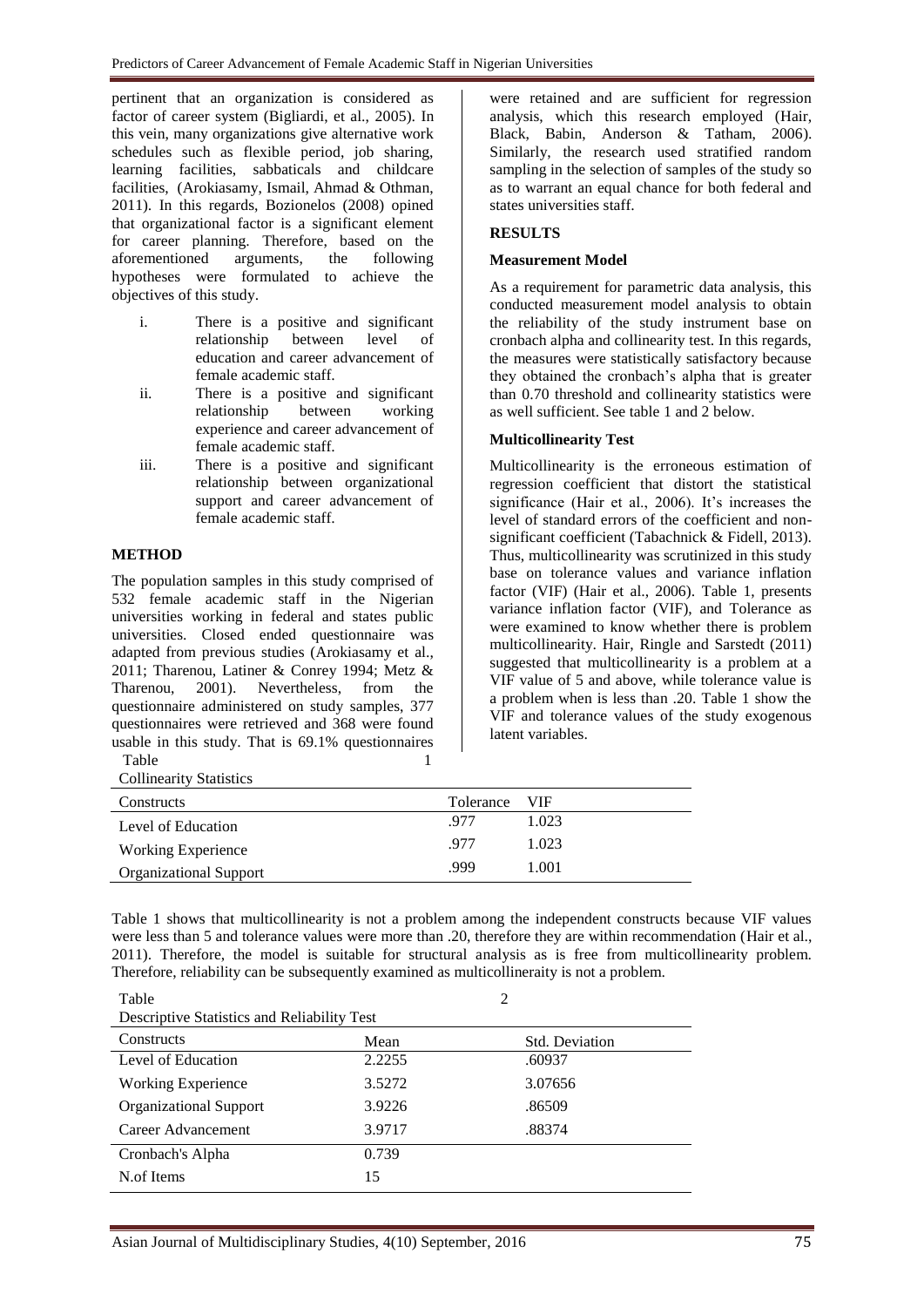pertinent that an organization is considered as factor of career system (Bigliardi, et al., 2005). In this vein, many organizations give alternative work schedules such as flexible period, job sharing, learning facilities, sabbaticals and childcare facilities, (Arokiasamy, Ismail, Ahmad & Othman, 2011). In this regards, Bozionelos (2008) opined that organizational factor is a significant element for career planning. Therefore, based on the aforementioned arguments, the following hypotheses were formulated to achieve the objectives of this study.

i. There is a positive and significant relationship between level of education and career advancement of female academic staff.
ii. There is a positive and significant relationship between working experience and career advancement of female academic staff.
iii. There is a positive and significant relationship between organizational support and career advancement of female academic staff.

## METHOD

The population samples in this study comprised of 532 female academic staff in the Nigerian universities working in federal and states public universities. Closed ended questionnaire was adapted from previous studies (Arokiasamy et al., 2011; Tharenou, Latiner & Conrey 1994; Metz & Tharenou, 2001). Nevertheless, from the questionnaire administered on study samples, 377 questionnaires were retrieved and 368 were found usable in this study. That is 69.1% questionnaires were retained and are sufficient for regression analysis, which this research employed (Hair, Black, Babin, Anderson & Tatham, 2006). Similarly, the research used stratified random sampling in the selection of samples of the study so as to warrant an equal chance for both federal and states universities staff.

## RESULTS

### Measurement Model

As a requirement for parametric data analysis, this conducted measurement model analysis to obtain the reliability of the study instrument base on cronbach alpha and collinearity test. In this regards, the measures were statistically satisfactory because they obtained the cronbach's alpha that is greater than 0.70 threshold and collinearity statistics were as well sufficient. See table 1 and 2 below.

### Multicollinearity Test

Multicollinearity is the erroneous estimation of regression coefficient that distort the statistical significance (Hair et al., 2006). It's increases the level of standard errors of the coefficient and non-significant coefficient (Tabachnick & Fidell, 2013). Thus, multicollinearity was scrutinized in this study base on tolerance values and variance inflation factor (VIF) (Hair et al., 2006). Table 1, presents variance inflation factor (VIF), and Tolerance as were examined to know whether there is problem multicollinearity. Hair, Ringle and Sarstedt (2011) suggested that multicollinearity is a problem at a VIF value of 5 and above, while tolerance value is a problem when is less than .20. Table 1 show the VIF and tolerance values of the study exogenous latent variables.

Table 1

Collinearity Statistics

| Constructs | Tolerance | VIF |
|---|---|---|
| Level of Education | .977 | 1.023 |
| Working Experience | .977 | 1.023 |
| Organizational Support | .999 | 1.001 |

Table 1 shows that multicollinearity is not a problem among the independent constructs because VIF values were less than 5 and tolerance values were more than .20, therefore they are within recommendation (Hair et al., 2011). Therefore, the model is suitable for structural analysis as is free from multicollinearity problem. Therefore, reliability can be subsequently examined as multicollineraity is not a problem.

Table 2

Descriptive Statistics and Reliability Test

| Constructs | Mean | Std. Deviation |
|---|---|---|
| Level of Education | 2.2255 | .60937 |
| Working Experience | 3.5272 | 3.07656 |
| Organizational Support | 3.9226 | .86509 |
| Career Advancement | 3.9717 | .88374 |
| Cronbach's Alpha | 0.739 | |
| N.of Items | 15 | |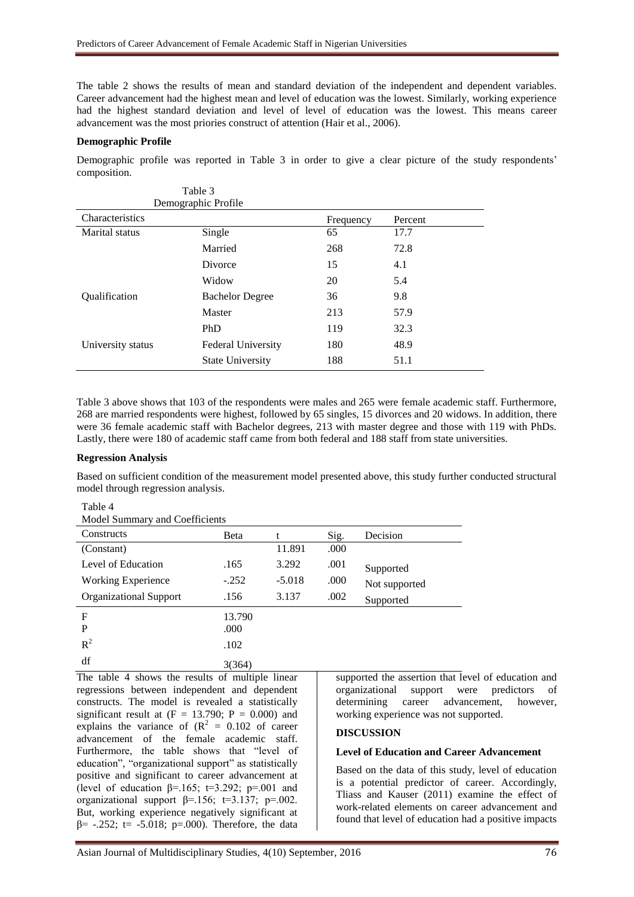The table 2 shows the results of mean and standard deviation of the independent and dependent variables. Career advancement had the highest mean and level of education was the lowest. Similarly, working experience had the highest standard deviation and level of level of education was the lowest. This means career advancement was the most priories construct of attention (Hair et al., 2006).

**Demographic Profile**

Demographic profile was reported in Table 3 in order to give a clear picture of the study respondents' composition.

Table 3
Demographic Profile

| Characteristics | | Frequency | Percent |
|---|---|---|---|
| Marital status | Single | 65 | 17.7 |
| | Married | 268 | 72.8 |
| | Divorce | 15 | 4.1 |
| | Widow | 20 | 5.4 |
| Qualification | Bachelor Degree | 36 | 9.8 |
| | Master | 213 | 57.9 |
| | PhD | 119 | 32.3 |
| University status | Federal University | 180 | 48.9 |
| | State University | 188 | 51.1 |

Table 3 above shows that 103 of the respondents were males and 265 were female academic staff. Furthermore, 268 are married respondents were highest, followed by 65 singles, 15 divorces and 20 widows. In addition, there were 36 female academic staff with Bachelor degrees, 213 with master degree and those with 119 with PhDs. Lastly, there were 180 of academic staff came from both federal and 188 staff from state universities.

**Regression Analysis**

Based on sufficient condition of the measurement model presented above, this study further conducted structural model through regression analysis.

Table 4
Model Summary and Coefficients

| Constructs | Beta | t | Sig. | Decision |
|---|---|---|---|---|
| (Constant) | | 11.891 | .000 | |
| Level of Education | .165 | 3.292 | .001 | Supported |
| Working Experience | -.252 | -5.018 | .000 | Not supported |
| Organizational Support | .156 | 3.137 | .002 | Supported |
| F | 13.790 | | | |
| P | .000 | | | |
| $R^2$ | .102 | | | |
| df | 3(364) | | | |

The table 4 shows the results of multiple linear regressions between independent and dependent constructs. The model is revealed a statistically significant result at ($F = 13.790$; $P = 0.000$) and explains the variance of ($R^2 = 0.102$ of career advancement of the female academic staff. Furthermore, the table shows that "level of education", "organizational support" as statistically positive and significant to career advancement at (level of education $\beta=.165$; $t=3.292$; $p=.001$ and organizational support $\beta=.156$; $t=3.137$; $p=.002$. But, working experience negatively significant at $\beta= -.252$; $t= -5.018$; $p=.000$). Therefore, the data supported the assertion that level of education and organizational support were predictors of determining career advancement, however, working experience was not supported.

## DISCUSSION

### Level of Education and Career Advancement

Based on the data of this study, level of education is a potential predictor of career. Accordingly, Tliass and Kauser (2011) examine the effect of work-related elements on career advancement and found that level of education had a positive impacts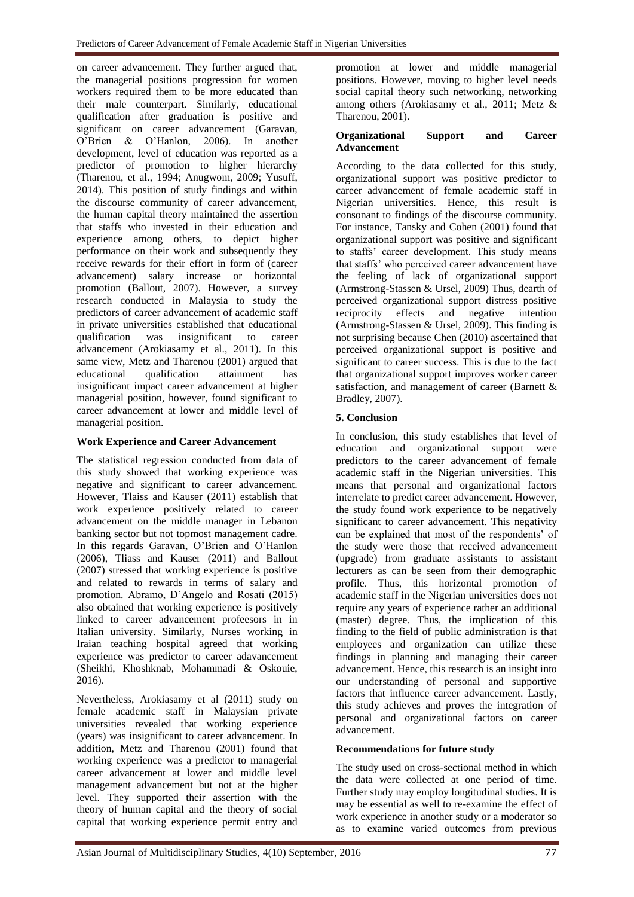on career advancement. They further argued that, the managerial positions progression for women workers required them to be more educated than their male counterpart. Similarly, educational qualification after graduation is positive and significant on career advancement (Garavan, O'Brien & O'Hanlon, 2006). In another development, level of education was reported as a predictor of promotion to higher hierarchy (Tharenou, et al., 1994; Anugwom, 2009; Yusuff, 2014). This position of study findings and within the discourse community of career advancement, the human capital theory maintained the assertion that staffs who invested in their education and experience among others, to depict higher performance on their work and subsequently they receive rewards for their effort in form of (career advancement) salary increase or horizontal promotion (Ballout, 2007). However, a survey research conducted in Malaysia to study the predictors of career advancement of academic staff in private universities established that educational qualification was insignificant to career advancement (Arokiasamy et al., 2011). In this same view, Metz and Tharenou (2001) argued that educational qualification attainment has insignificant impact career advancement at higher managerial position, however, found significant to career advancement at lower and middle level of managerial position.

### Work Experience and Career Advancement

The statistical regression conducted from data of this study showed that working experience was negative and significant to career advancement. However, Tlaiss and Kauser (2011) establish that work experience positively related to career advancement on the middle manager in Lebanon banking sector but not topmost management cadre. In this regards Garavan, O'Brien and O'Hanlon (2006), Tliass and Kauser (2011) and Ballout (2007) stressed that working experience is positive and related to rewards in terms of salary and promotion. Abramo, D'Angelo and Rosati (2015) also obtained that working experience is positively linked to career advancement profeesors in in Italian university. Similarly, Nurses working in Iraian teaching hospital agreed that working experience was predictor to career adavancement (Sheikhi, Khoshknab, Mohammadi & Oskouie, 2016).

Nevertheless, Arokiasamy et al (2011) study on female academic staff in Malaysian private universities revealed that working experience (years) was insignificant to career advancement. In addition, Metz and Tharenou (2001) found that working experience was a predictor to managerial career advancement at lower and middle level management advancement but not at the higher level. They supported their assertion with the theory of human capital and the theory of social capital that working experience permit entry and promotion at lower and middle managerial positions. However, moving to higher level needs social capital theory such networking, networking among others (Arokiasamy et al., 2011; Metz & Tharenou, 2001).

### Organizational Support and Career Advancement

According to the data collected for this study, organizational support was positive predictor to career advancement of female academic staff in Nigerian universities. Hence, this result is consonant to findings of the discourse community. For instance, Tansky and Cohen (2001) found that organizational support was positive and significant to staffs' career development. This study means that staffs' who perceived career advancement have the feeling of lack of organizational support (Armstrong-Stassen & Ursel, 2009) Thus, dearth of perceived organizational support distress positive reciprocity effects and negative intention (Armstrong-Stassen & Ursel, 2009). This finding is not surprising because Chen (2010) ascertained that perceived organizational support is positive and significant to career success. This is due to the fact that organizational support improves worker career satisfaction, and management of career (Barnett & Bradley, 2007).

## 5. Conclusion

In conclusion, this study establishes that level of education and organizational support were predictors to the career advancement of female academic staff in the Nigerian universities. This means that personal and organizational factors interrelate to predict career advancement. However, the study found work experience to be negatively significant to career advancement. This negativity can be explained that most of the respondents' of the study were those that received advancement (upgrade) from graduate assistants to assistant lecturers as can be seen from their demographic profile. Thus, this horizontal promotion of academic staff in the Nigerian universities does not require any years of experience rather an additional (master) degree. Thus, the implication of this finding to the field of public administration is that employees and organization can utilize these findings in planning and managing their career advancement. Hence, this research is an insight into our understanding of personal and supportive factors that influence career advancement. Lastly, this study achieves and proves the integration of personal and organizational factors on career advancement.

### Recommendations for future study

The study used on cross-sectional method in which the data were collected at one period of time. Further study may employ longitudinal studies. It is may be essential as well to re-examine the effect of work experience in another study or a moderator so as to examine varied outcomes from previous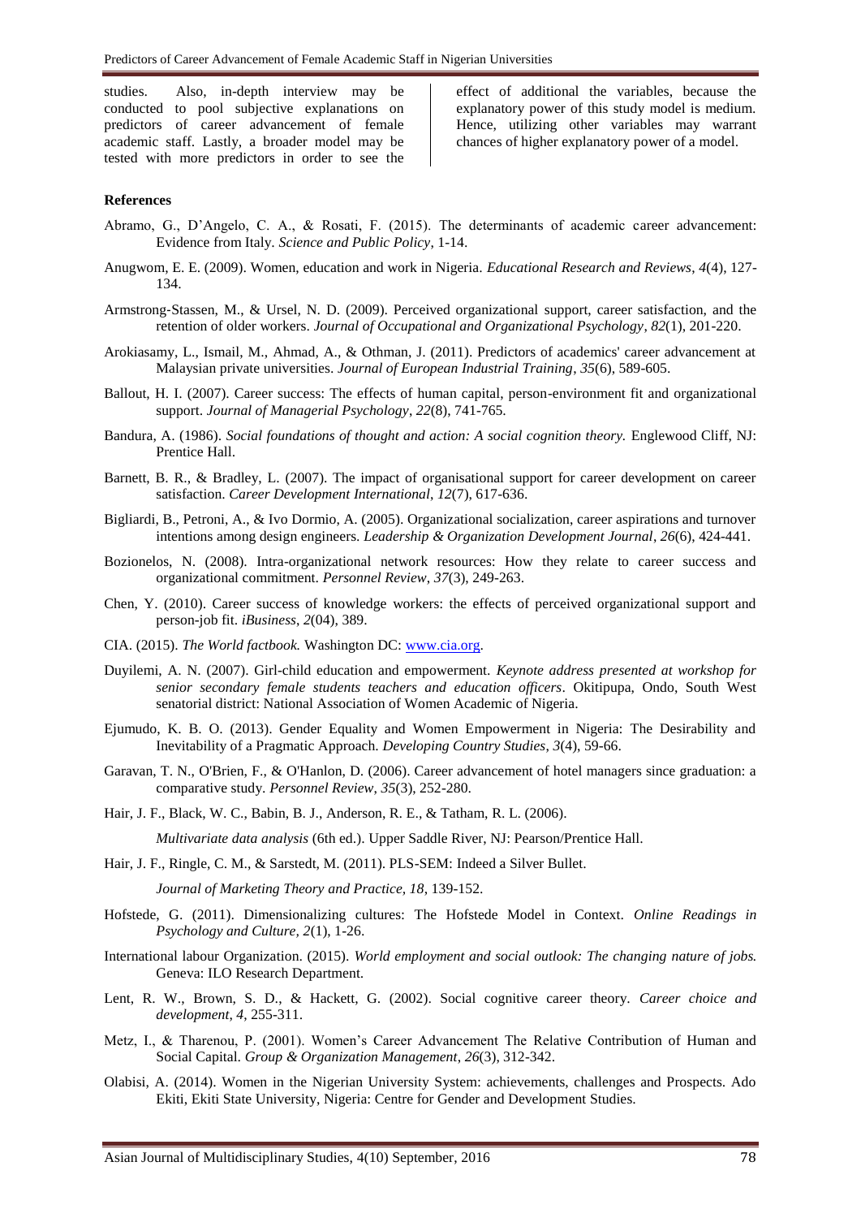studies. Also, in-depth interview may be conducted to pool subjective explanations on predictors of career advancement of female academic staff. Lastly, a broader model may be tested with more predictors in order to see the effect of additional the variables, because the explanatory power of this study model is medium. Hence, utilizing other variables may warrant chances of higher explanatory power of a model.

**References**

Abramo, G., D'Angelo, C. A., & Rosati, F. (2015). The determinants of academic career advancement: Evidence from Italy. *Science and Public Policy*, 1-14.

Anugwom, E. E. (2009). Women, education and work in Nigeria. *Educational Research and Reviews*, *4*(4), 127-134.

Armstrong-Stassen, M., & Ursel, N. D. (2009). Perceived organizational support, career satisfaction, and the retention of older workers. *Journal of Occupational and Organizational Psychology*, *82*(1), 201-220.

Arokiasamy, L., Ismail, M., Ahmad, A., & Othman, J. (2011). Predictors of academics' career advancement at Malaysian private universities. *Journal of European Industrial Training*, *35*(6), 589-605.

Ballout, H. I. (2007). Career success: The effects of human capital, person-environment fit and organizational support. *Journal of Managerial Psychology*, *22*(8), 741-765.

Bandura, A. (1986). *Social foundations of thought and action: A social cognition theory.* Englewood Cliff, NJ: Prentice Hall.

Barnett, B. R., & Bradley, L. (2007). The impact of organisational support for career development on career satisfaction. *Career Development International*, *12*(7), 617-636.

Bigliardi, B., Petroni, A., & Ivo Dormio, A. (2005). Organizational socialization, career aspirations and turnover intentions among design engineers. *Leadership & Organization Development Journal*, *26*(6), 424-441.

Bozionelos, N. (2008). Intra-organizational network resources: How they relate to career success and organizational commitment. *Personnel Review*, *37*(3), 249-263.

Chen, Y. (2010). Career success of knowledge workers: the effects of perceived organizational support and person-job fit. *iBusiness*, *2*(04), 389.

CIA. (2015). *The World factbook.* Washington DC: www.cia.org.

Duyilemi, A. N. (2007). Girl-child education and empowerment. *Keynote address presented at workshop for senior secondary female students teachers and education officers*. Okitipupa, Ondo, South West senatorial district: National Association of Women Academic of Nigeria.

Ejumudo, K. B. O. (2013). Gender Equality and Women Empowerment in Nigeria: The Desirability and Inevitability of a Pragmatic Approach. *Developing Country Studies*, *3*(4), 59-66.

Garavan, T. N., O'Brien, F., & O'Hanlon, D. (2006). Career advancement of hotel managers since graduation: a comparative study. *Personnel Review*, *35*(3), 252-280.

Hair, J. F., Black, W. C., Babin, B. J., Anderson, R. E., & Tatham, R. L. (2006). *Multivariate data analysis* (6th ed.). Upper Saddle River, NJ: Pearson/Prentice Hall.

Hair, J. F., Ringle, C. M., & Sarstedt, M. (2011). PLS-SEM: Indeed a Silver Bullet. *Journal of Marketing Theory and Practice, 18*, 139-152.

Hofstede, G. (2011). Dimensionalizing cultures: The Hofstede Model in Context. *Online Readings in Psychology and Culture, 2*(1), 1-26.

International labour Organization. (2015). *World employment and social outlook: The changing nature of jobs.* Geneva: ILO Research Department.

Lent, R. W., Brown, S. D., & Hackett, G. (2002). Social cognitive career theory. *Career choice and development*, *4*, 255-311.

Metz, I., & Tharenou, P. (2001). Women's Career Advancement The Relative Contribution of Human and Social Capital. *Group & Organization Management*, *26*(3), 312-342.

Olabisi, A. (2014). Women in the Nigerian University System: achievements, challenges and Prospects. Ado Ekiti, Ekiti State University, Nigeria: Centre for Gender and Development Studies.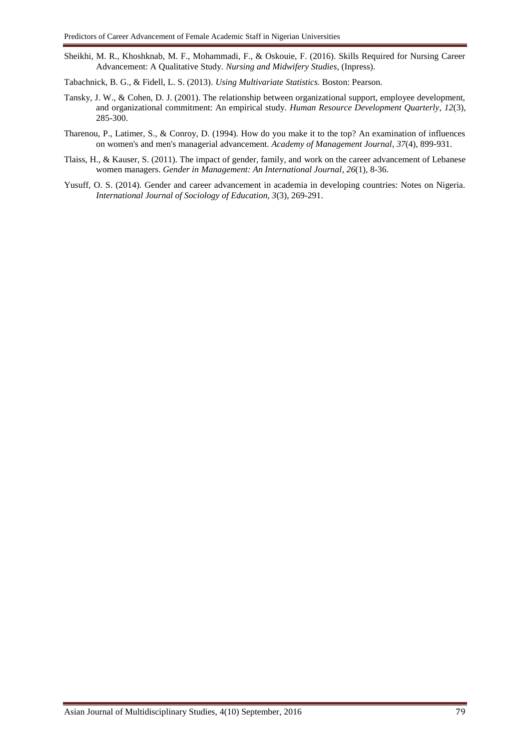Sheikhi, M. R., Khoshknab, M. F., Mohammadi, F., & Oskouie, F. (2016). Skills Required for Nursing Career Advancement: A Qualitative Study. *Nursing and Midwifery Studies*, (Inpress).

Tabachnick, B. G., & Fidell, L. S. (2013). *Using Multivariate Statistics.* Boston: Pearson.

Tansky, J. W., & Cohen, D. J. (2001). The relationship between organizational support, employee development, and organizational commitment: An empirical study. *Human Resource Development Quarterly*, *12*(3), 285-300.

Tharenou, P., Latimer, S., & Conroy, D. (1994). How do you make it to the top? An examination of influences on women's and men's managerial advancement. *Academy of Management Journal*, *37*(4), 899-931.

Tlaiss, H., & Kauser, S. (2011). The impact of gender, family, and work on the career advancement of Lebanese women managers. *Gender in Management: An International Journal*, *26*(1), 8-36.

Yusuff, O. S. (2014). Gender and career advancement in academia in developing countries: Notes on Nigeria. *International Journal of Sociology of Education, 3*(3), 269-291.